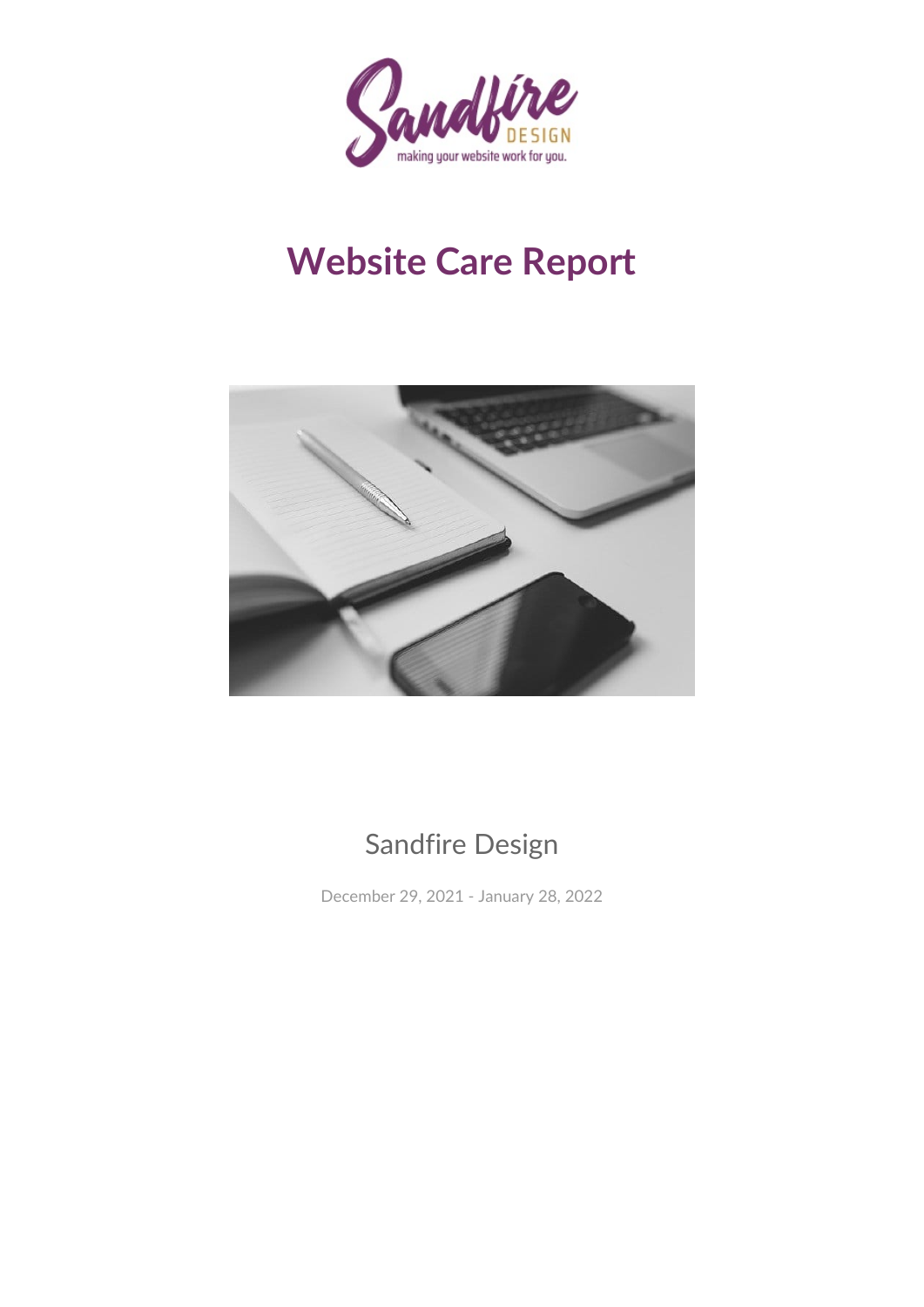# Website Care Report

Sandfire Design

December 29, 2021 - January 28, 2022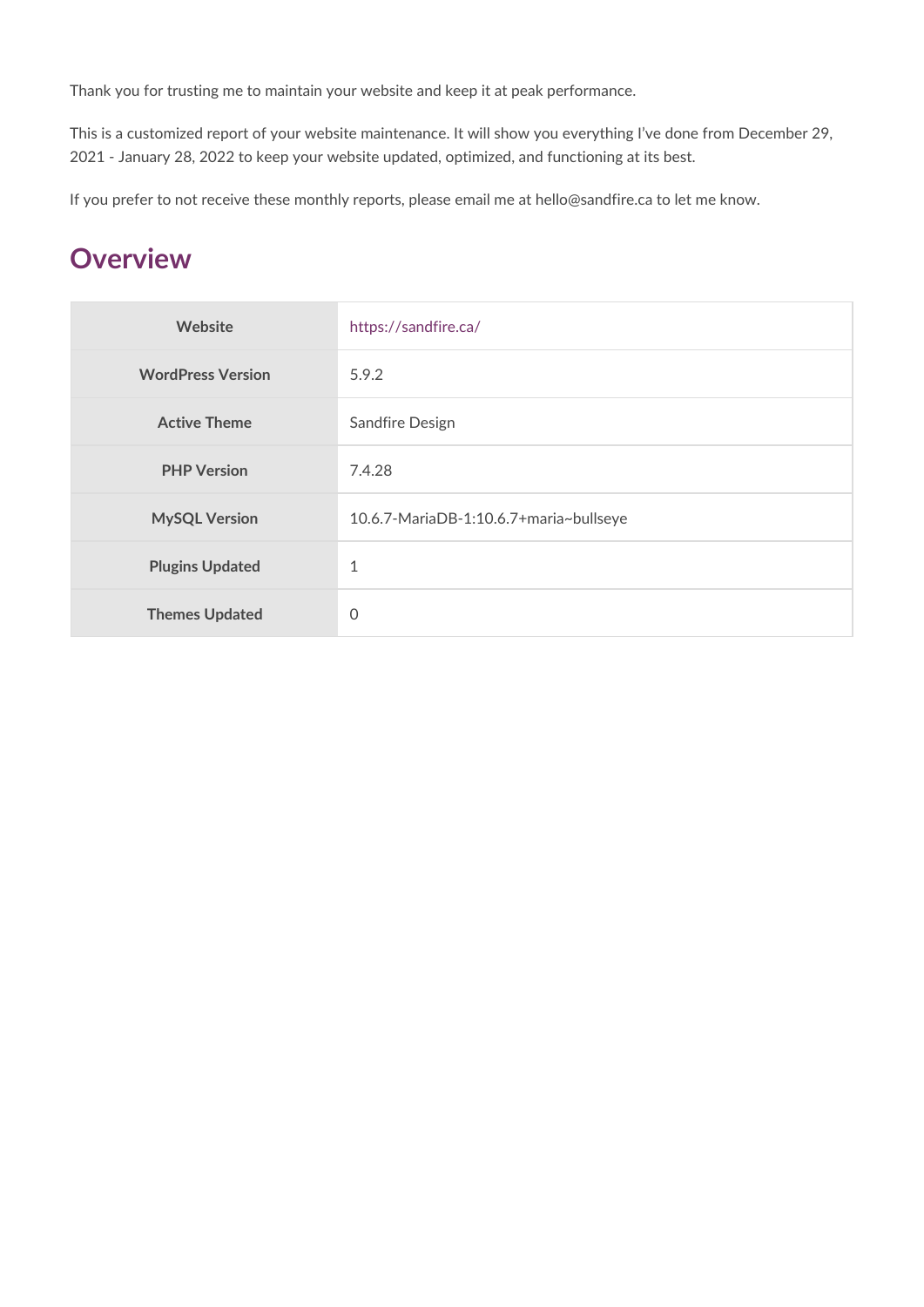Thank you for trusting me to maintain your website and keep it at peak performance.

This is a customized report of your website maintenance. It will show you everything I've done from December 29, 2021 - January 28, 2022 to keep your website updated, optimized, and functioning at its best.

If you prefer to not receive these monthly reports, please email me at hello@sandfire.ca to let me know.

## Overview

| | |
|---|---|
| **Website** | https://sandfire.ca/ |
| **WordPress Version** | 5.9.2 |
| **Active Theme** | Sandfire Design |
| **PHP Version** | 7.4.28 |
| **MySQL Version** | 10.6.7-MariaDB-1:10.6.7+maria~bullseye |
| **Plugins Updated** | 1 |
| **Themes Updated** | 0 |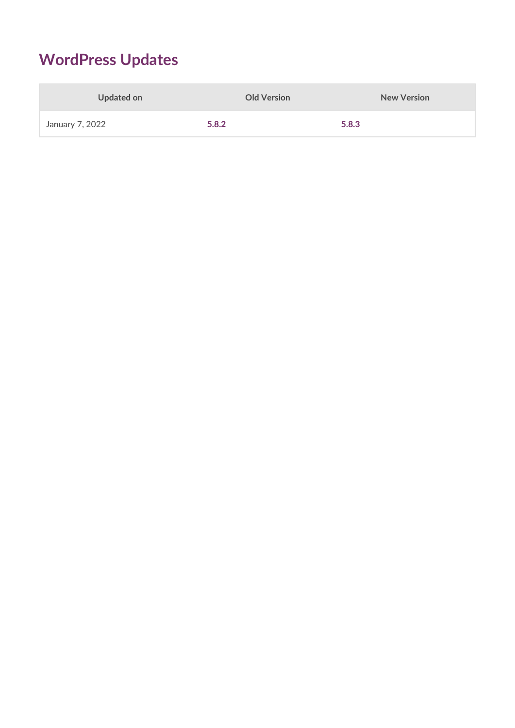## WordPress Updates

| Updated on | Old Version | New Version |
| --- | --- | --- |
| January 7, 2022 | **5.8.2** | **5.8.3** |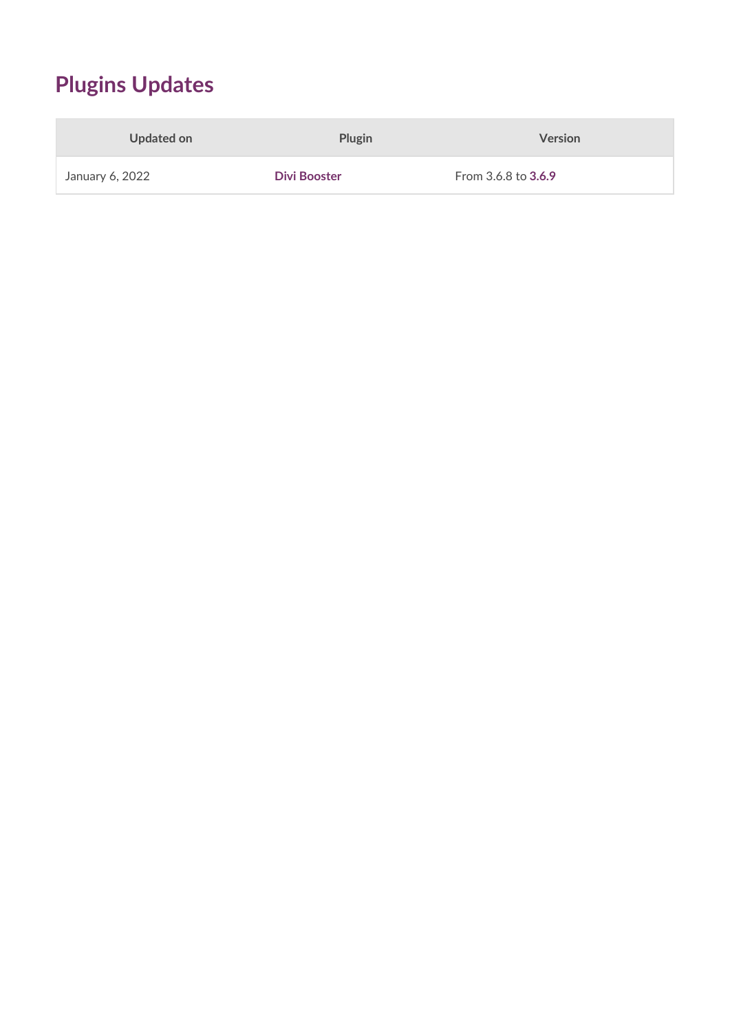## Plugins Updates

| Updated on | Plugin | Version |
| --- | --- | --- |
| January 6, 2022 | **Divi Booster** | From 3.6.8 to **3.6.9** |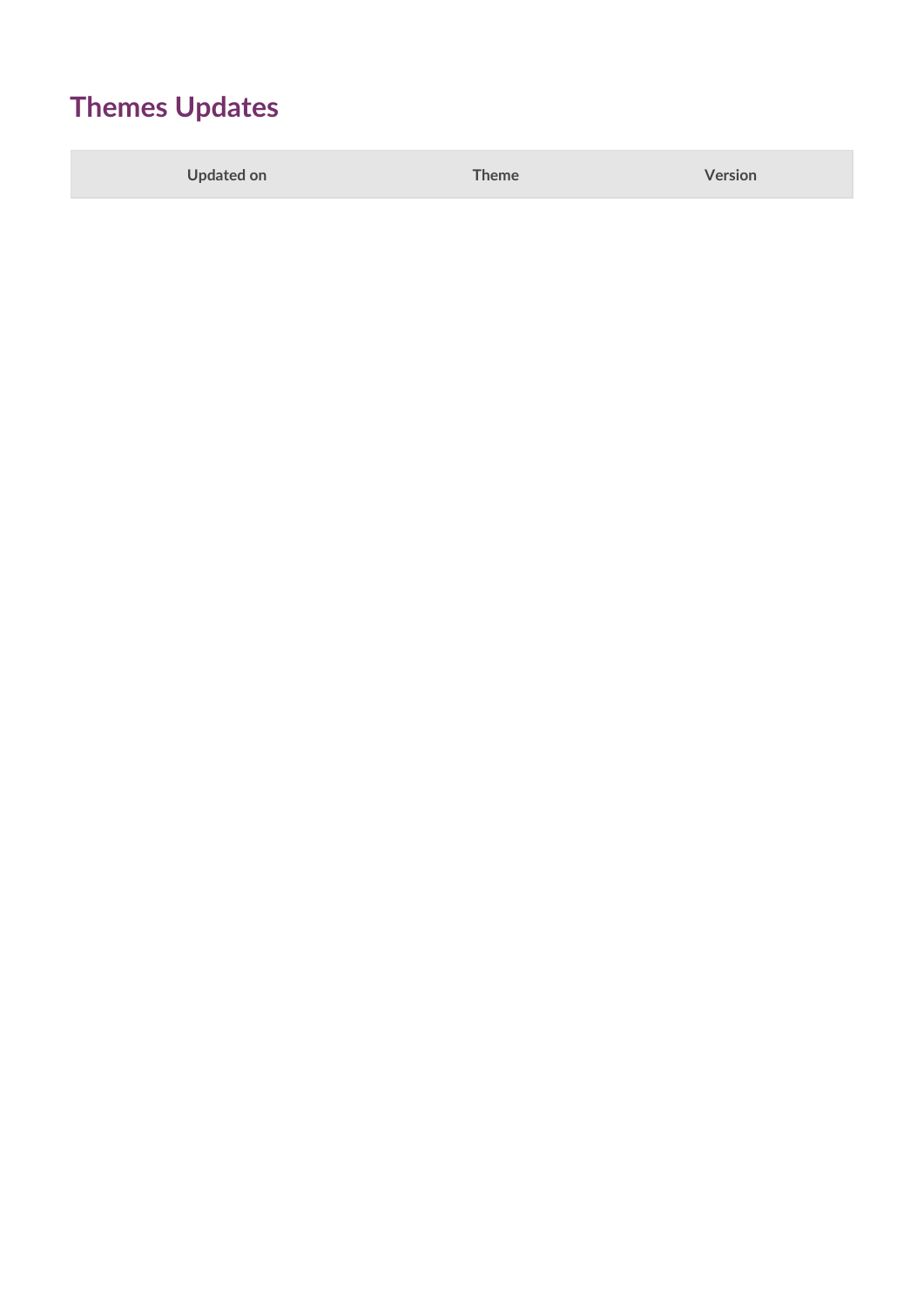## Themes Updates

| Updated on | Theme | Version |
| --- | --- | --- |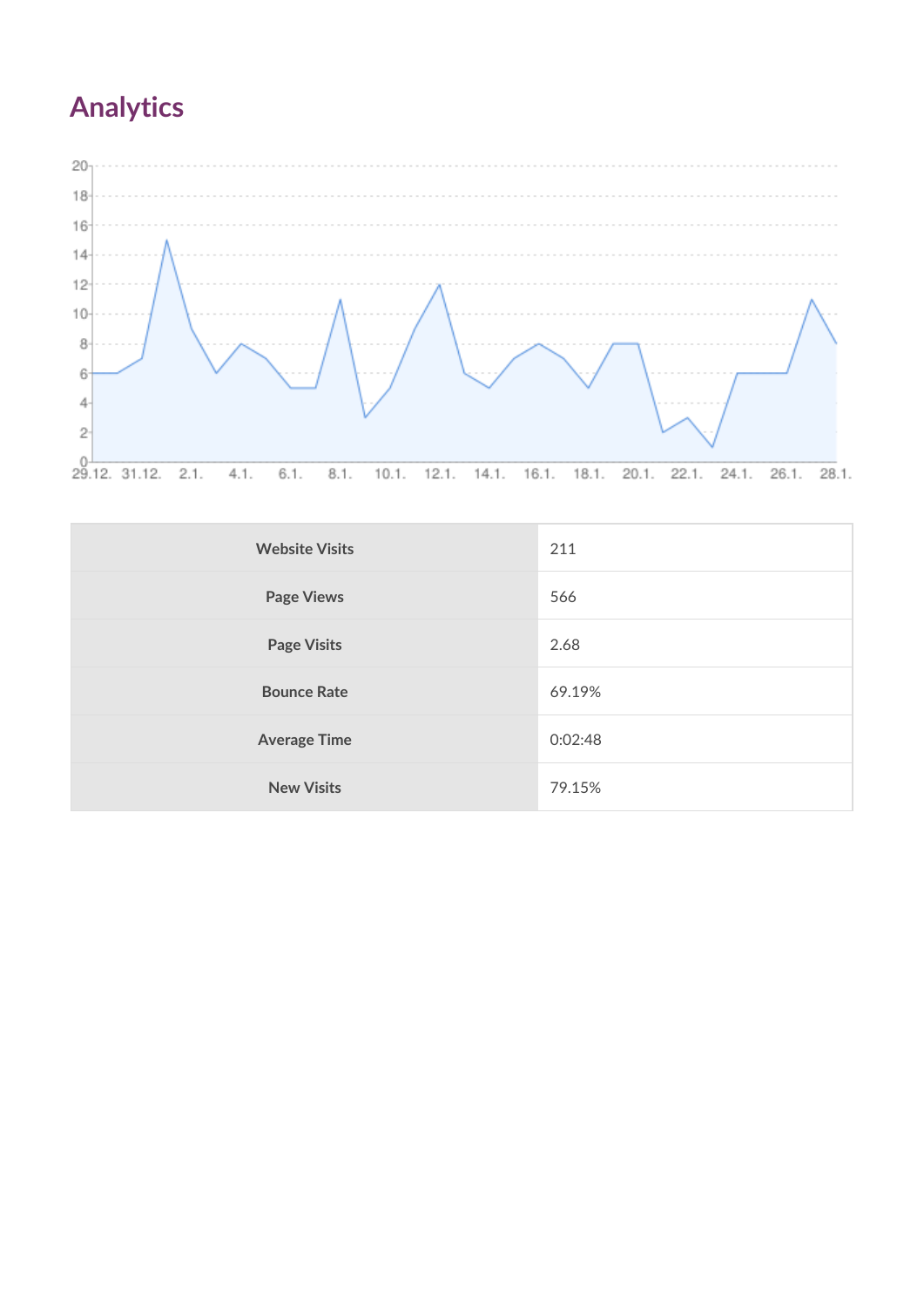## Analytics

| Website Visits | 211 |
|---|---|
| Page Views | 566 |
| Page Visits | 2.68 |
| Bounce Rate | 69.19% |
| Average Time | 0:02:48 |
| New Visits | 79.15% |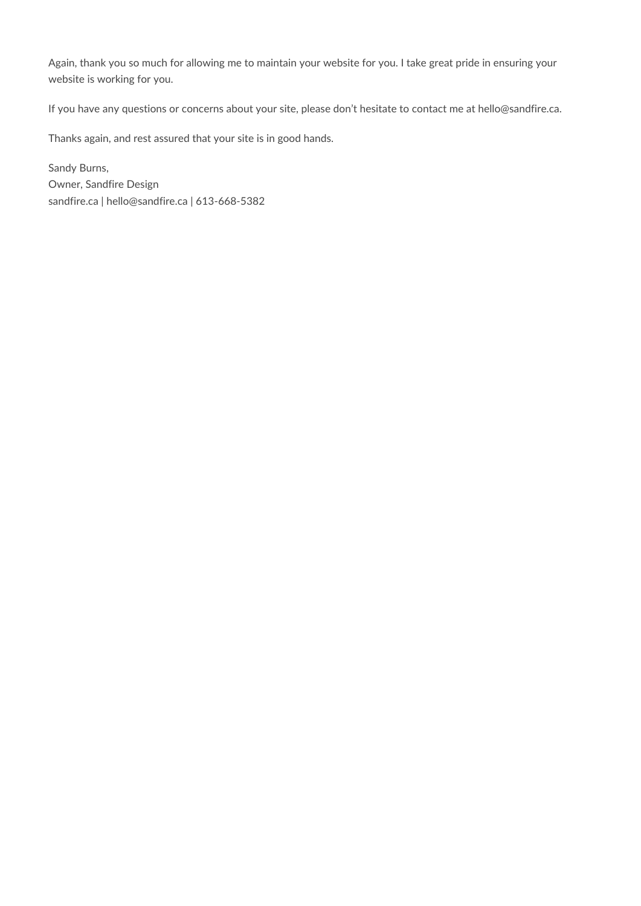Again, thank you so much for allowing me to maintain your website for you. I take great pride in ensuring your website is working for you.

If you have any questions or concerns about your site, please don't hesitate to contact me at hello@sandfire.ca.

Thanks again, and rest assured that your site is in good hands.

Sandy Burns,  
Owner, Sandfire Design  
sandfire.ca | hello@sandfire.ca | 613-668-5382